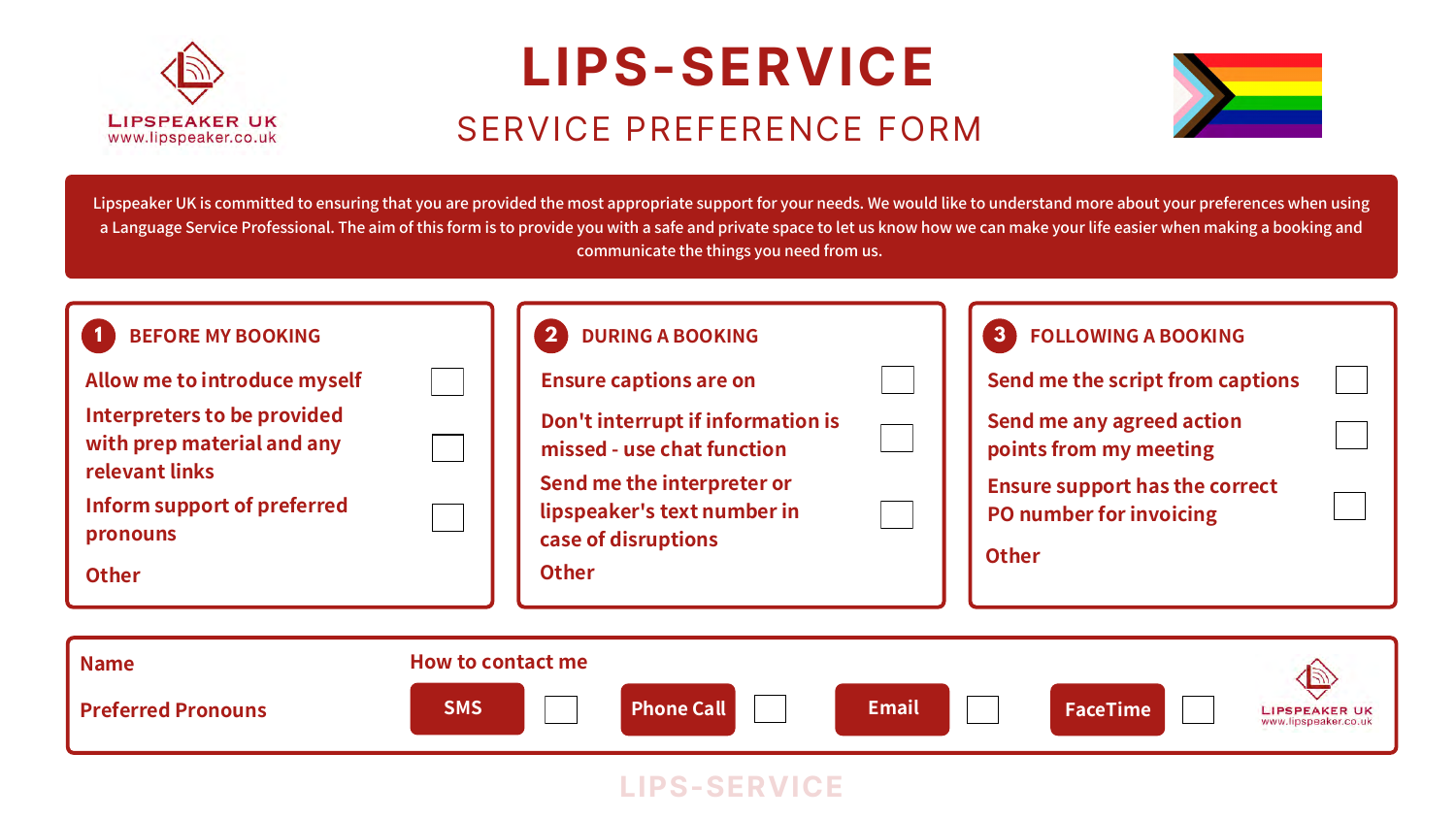LIPSPEAKER UK
www.lipspeaker.co.uk

# LIPS-SERVICE

## SERVICE PREFERENCE FORM

Lipspeaker UK is committed to ensuring that you are provided the most appropriate support for your needs. We would like to understand more about your preferences when using a Language Service Professional. The aim of this form is to provide you with a safe and private space to let us know how we can make your life easier when making a booking and communicate the things you need from us.

### 1 BEFORE MY BOOKING

- Allow me to introduce myself ☐
- Interpreters to be provided with prep material and any relevant links ☐
- Inform support of preferred pronouns ☐
- Other

### 2 DURING A BOOKING

- Ensure captions are on ☐
- Don't interrupt if information is missed - use chat function ☐
- Send me the interpreter or lipspeaker's text number in case of disruptions ☐
- Other

### 3 FOLLOWING A BOOKING

- Send me the script from captions ☐
- Send me any agreed action points from my meeting ☐
- Ensure support has the correct PO number for invoicing ☐
- Other

Name

Preferred Pronouns

How to contact me

SMS ☐ Phone Call ☐ Email ☐ FaceTime ☐

LIPSPEAKER UK
www.lipspeaker.co.uk

LIPS-SERVICE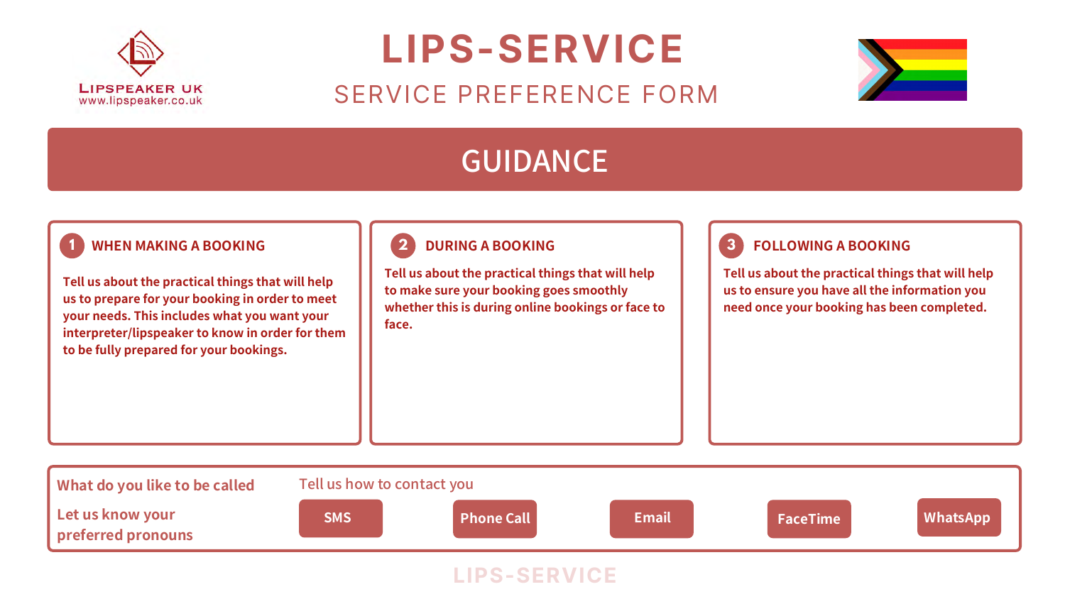LIPSPEAKER UK
www.lipspeaker.co.uk

# LIPS-SERVICE

## SERVICE PREFERENCE FORM

## GUIDANCE

### 1 WHEN MAKING A BOOKING

Tell us about the practical things that will help us to prepare for your booking in order to meet your needs. This includes what you want your interpreter/lipspeaker to know in order for them to be fully prepared for your bookings.

### 2 DURING A BOOKING

Tell us about the practical things that will help to make sure your booking goes smoothly whether this is during online bookings or face to face.

### 3 FOLLOWING A BOOKING

Tell us about the practical things that will help us to ensure you have all the information you need once your booking has been completed.

What do you like to be called

Let us know your preferred pronouns

Tell us how to contact you

SMS

Phone Call

Email

FaceTime

WhatsApp

LIPS-SERVICE